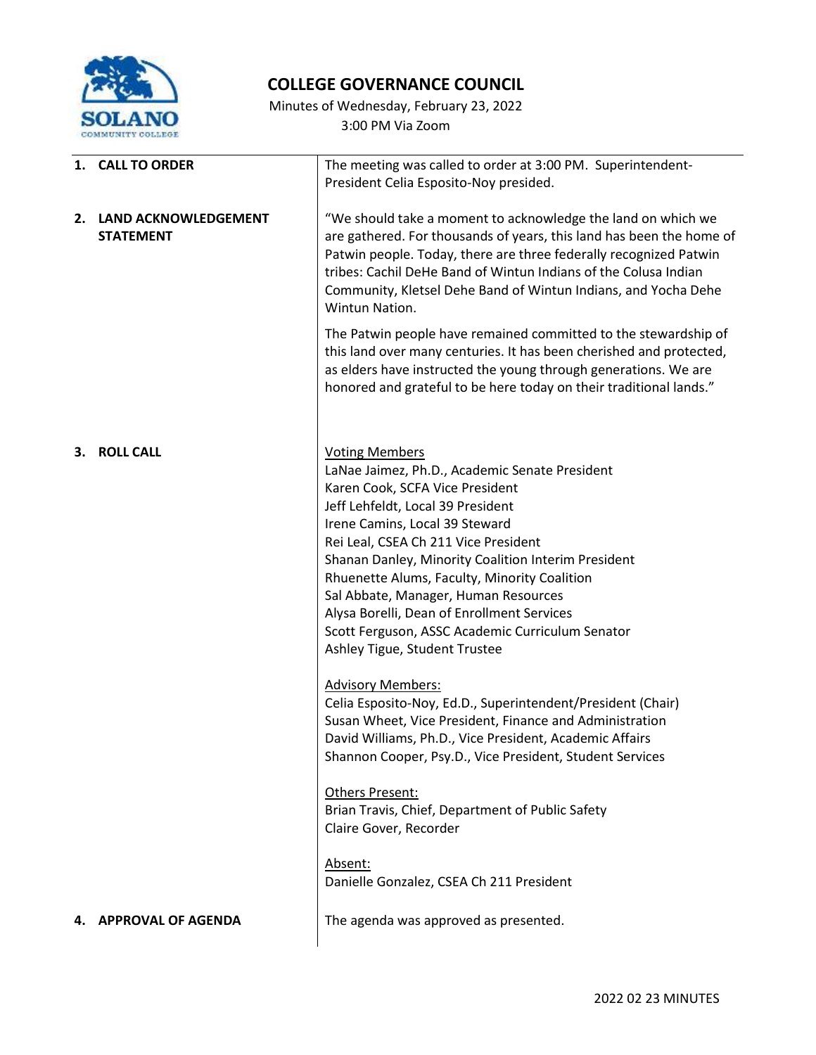# COLLEGE GOVERNANCE COUNCIL

Minutes of Wednesday, February 23, 2022
3:00 PM Via Zoom

**1. CALL TO ORDER**

The meeting was called to order at 3:00 PM. Superintendent-President Celia Esposito-Noy presided.

**2. LAND ACKNOWLEDGEMENT STATEMENT**

"We should take a moment to acknowledge the land on which we are gathered. For thousands of years, this land has been the home of Patwin people. Today, there are three federally recognized Patwin tribes: Cachil DeHe Band of Wintun Indians of the Colusa Indian Community, Kletsel Dehe Band of Wintun Indians, and Yocha Dehe Wintun Nation.

The Patwin people have remained committed to the stewardship of this land over many centuries. It has been cherished and protected, as elders have instructed the young through generations. We are honored and grateful to be here today on their traditional lands."

**3. ROLL CALL**

Voting Members
LaNae Jaimez, Ph.D., Academic Senate President
Karen Cook, SCFA Vice President
Jeff Lehfeldt, Local 39 President
Irene Camins, Local 39 Steward
Rei Leal, CSEA Ch 211 Vice President
Shanan Danley, Minority Coalition Interim President
Rhuenette Alums, Faculty, Minority Coalition
Sal Abbate, Manager, Human Resources
Alysa Borelli, Dean of Enrollment Services
Scott Ferguson, ASSC Academic Curriculum Senator
Ashley Tigue, Student Trustee

Advisory Members:
Celia Esposito-Noy, Ed.D., Superintendent/President (Chair)
Susan Wheet, Vice President, Finance and Administration
David Williams, Ph.D., Vice President, Academic Affairs
Shannon Cooper, Psy.D., Vice President, Student Services

Others Present:
Brian Travis, Chief, Department of Public Safety
Claire Gover, Recorder

Absent:
Danielle Gonzalez, CSEA Ch 211 President

**4. APPROVAL OF AGENDA**

The agenda was approved as presented.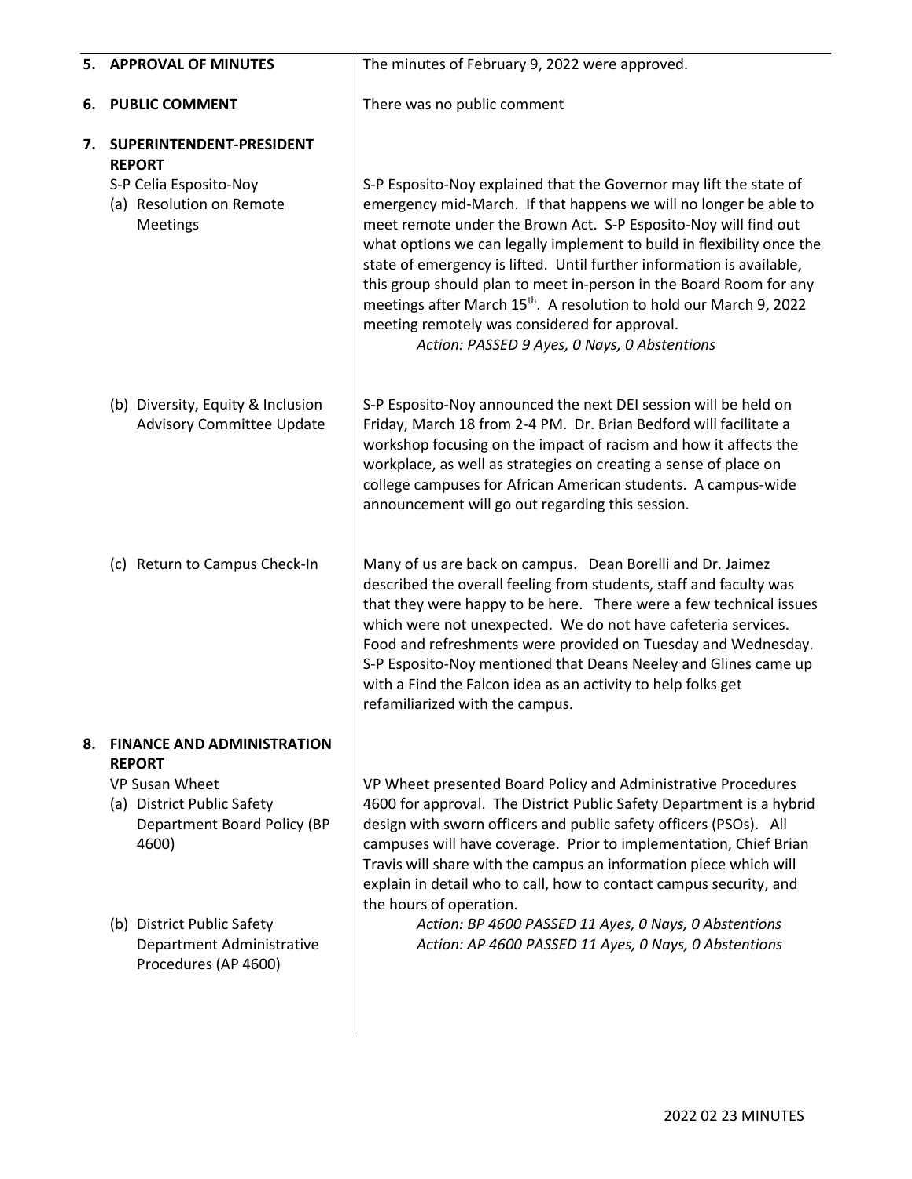| | |
|---|---|
| **5. APPROVAL OF MINUTES** | The minutes of February 9, 2022 were approved. |
| **6. PUBLIC COMMENT** | There was no public comment |
| **7. SUPERINTENDENT-PRESIDENT REPORT** | |
| S-P Celia Esposito-Noy<br>(a) Resolution on Remote Meetings | S-P Esposito-Noy explained that the Governor may lift the state of emergency mid-March. If that happens we will no longer be able to meet remote under the Brown Act. S-P Esposito-Noy will find out what options we can legally implement to build in flexibility once the state of emergency is lifted. Until further information is available, this group should plan to meet in-person in the Board Room for any meetings after March 15th. A resolution to hold our March 9, 2022 meeting remotely was considered for approval.<br>*Action: PASSED 9 Ayes, 0 Nays, 0 Abstentions* |
| (b) Diversity, Equity & Inclusion Advisory Committee Update | S-P Esposito-Noy announced the next DEI session will be held on Friday, March 18 from 2-4 PM. Dr. Brian Bedford will facilitate a workshop focusing on the impact of racism and how it affects the workplace, as well as strategies on creating a sense of place on college campuses for African American students. A campus-wide announcement will go out regarding this session. |
| (c) Return to Campus Check-In | Many of us are back on campus. Dean Borelli and Dr. Jaimez described the overall feeling from students, staff and faculty was that they were happy to be here. There were a few technical issues which were not unexpected. We do not have cafeteria services. Food and refreshments were provided on Tuesday and Wednesday. S-P Esposito-Noy mentioned that Deans Neeley and Glines came up with a Find the Falcon idea as an activity to help folks get refamiliarized with the campus. |
| **8. FINANCE AND ADMINISTRATION REPORT** | |
| VP Susan Wheet<br>(a) District Public Safety Department Board Policy (BP 4600)<br>(b) District Public Safety Department Administrative Procedures (AP 4600) | VP Wheet presented Board Policy and Administrative Procedures 4600 for approval. The District Public Safety Department is a hybrid design with sworn officers and public safety officers (PSOs). All campuses will have coverage. Prior to implementation, Chief Brian Travis will share with the campus an information piece which will explain in detail who to call, how to contact campus security, and the hours of operation.<br>*Action: BP 4600 PASSED 11 Ayes, 0 Nays, 0 Abstentions*<br>*Action: AP 4600 PASSED 11 Ayes, 0 Nays, 0 Abstentions* |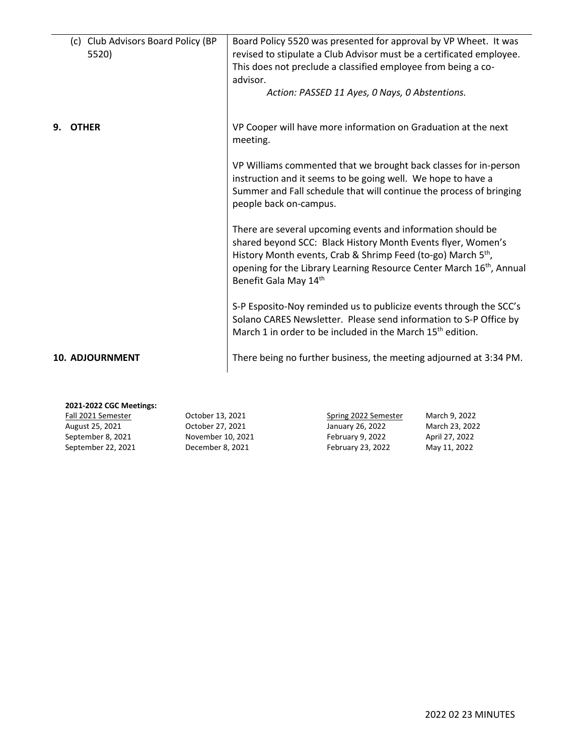| | |
|---|---|
| (c) Club Advisors Board Policy (BP 5520) | Board Policy 5520 was presented for approval by VP Wheet. It was revised to stipulate a Club Advisor must be a certificated employee. This does not preclude a classified employee from being a co-advisor. *Action: PASSED 11 Ayes, 0 Nays, 0 Abstentions.* |
| **9. OTHER** | VP Cooper will have more information on Graduation at the next meeting. |
| | VP Williams commented that we brought back classes for in-person instruction and it seems to be going well. We hope to have a Summer and Fall schedule that will continue the process of bringing people back on-campus. |
| | There are several upcoming events and information should be shared beyond SCC: Black History Month Events flyer, Women's History Month events, Crab & Shrimp Feed (to-go) March 5th, opening for the Library Learning Resource Center March 16th, Annual Benefit Gala May 14th |
| | S-P Esposito-Noy reminded us to publicize events through the SCC's Solano CARES Newsletter. Please send information to S-P Office by March 1 in order to be included in the March 15th edition. |
| **10. ADJOURNMENT** | There being no further business, the meeting adjourned at 3:34 PM. |

**2021-2022 CGC Meetings:**

| | | | |
|---|---|---|---|
| Fall 2021 Semester | October 13, 2021 | Spring 2022 Semester | March 9, 2022 |
| August 25, 2021 | October 27, 2021 | January 26, 2022 | March 23, 2022 |
| September 8, 2021 | November 10, 2021 | February 9, 2022 | April 27, 2022 |
| September 22, 2021 | December 8, 2021 | February 23, 2022 | May 11, 2022 |